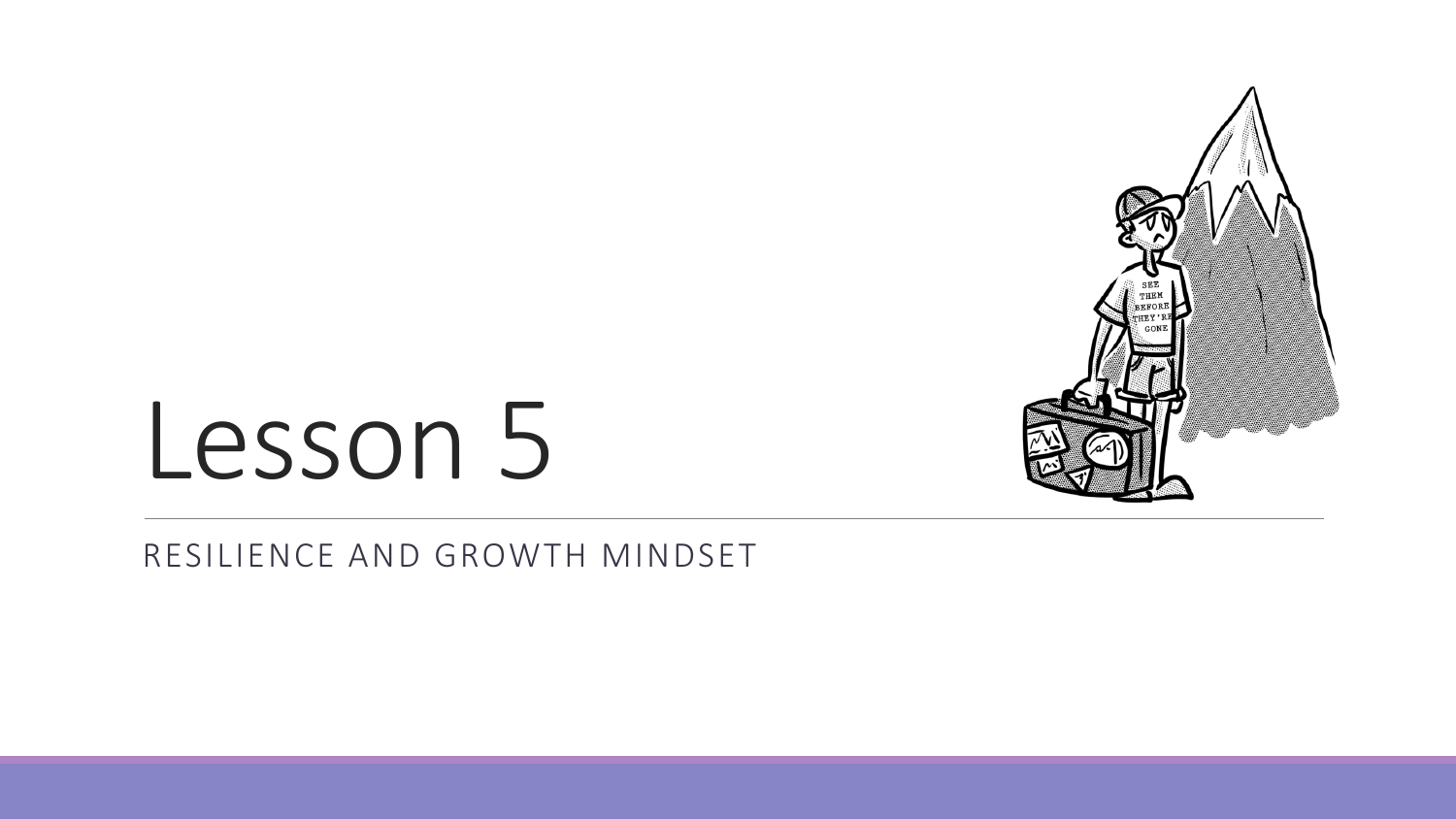# Lesson 5

RESILIENCE AND GROWTH MINDSET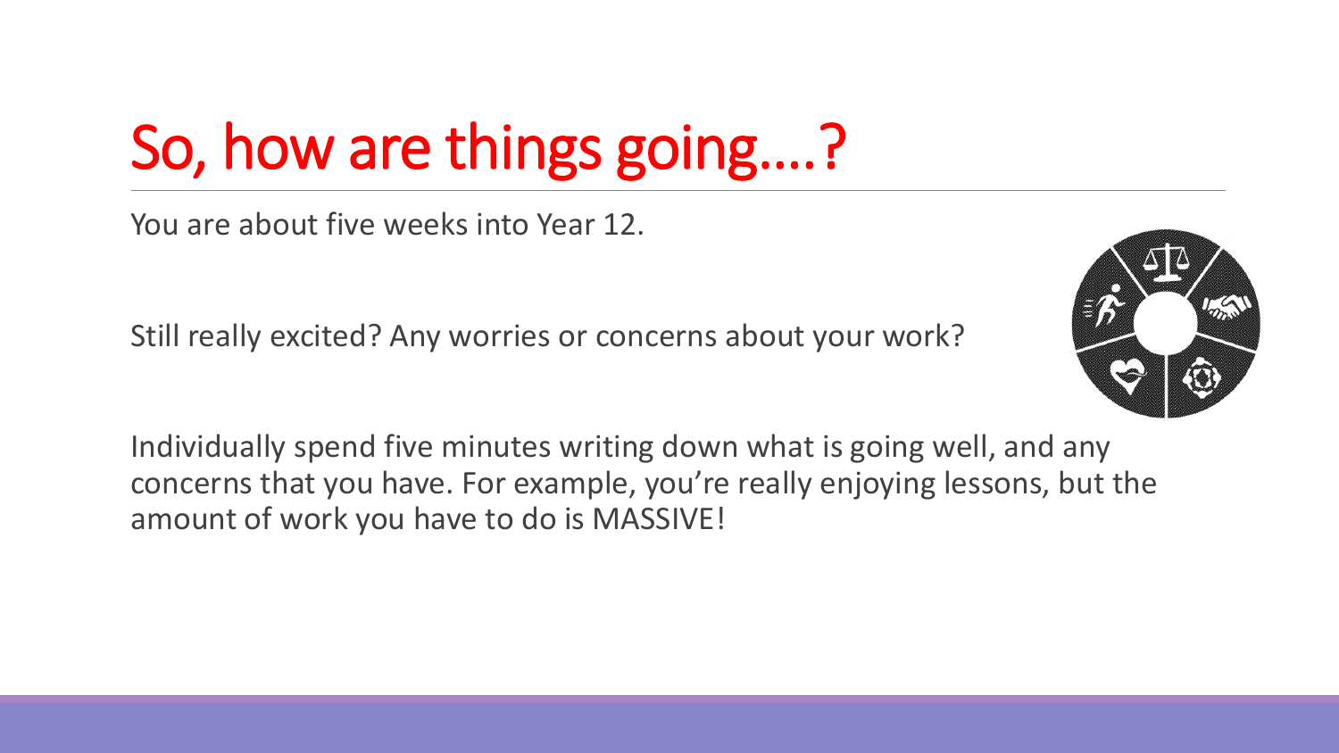# So, how are things going….?

You are about five weeks into Year 12.

Still really excited? Any worries or concerns about your work?

Individually spend five minutes writing down what is going well, and any concerns that you have. For example, you're really enjoying lessons, but the amount of work you have to do is MASSIVE!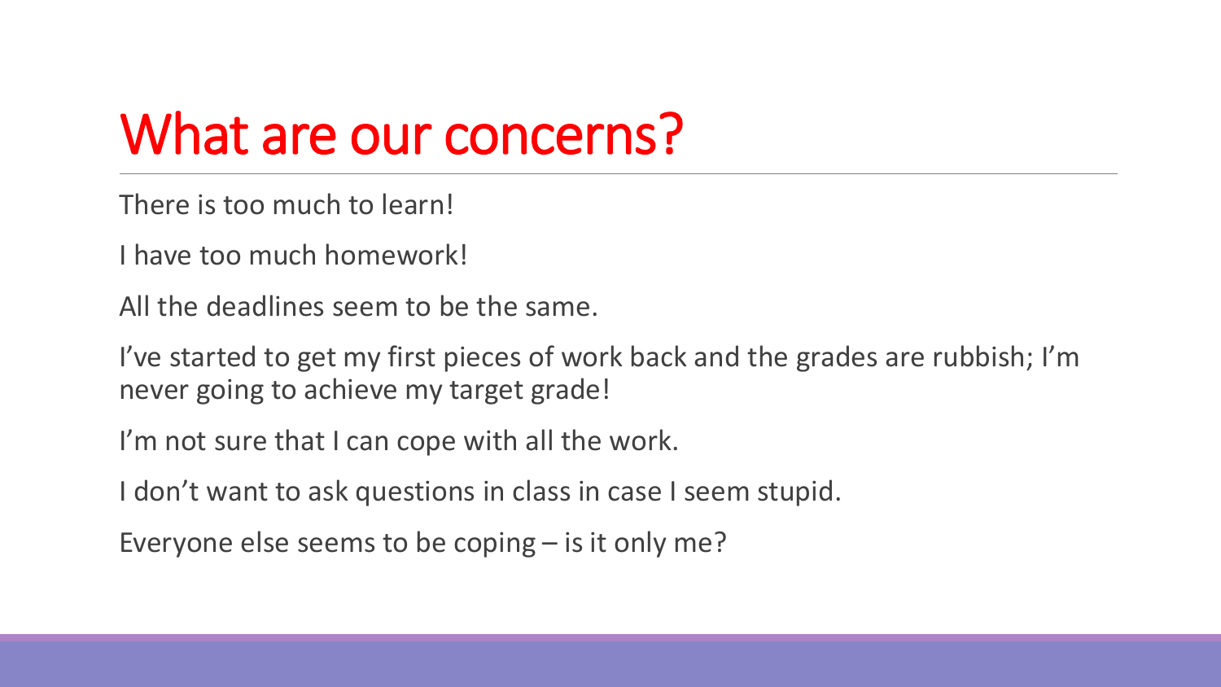# What are our concerns?

There is too much to learn!

I have too much homework!

All the deadlines seem to be the same.

I've started to get my first pieces of work back and the grades are rubbish; I'm never going to achieve my target grade!

I'm not sure that I can cope with all the work.

I don't want to ask questions in class in case I seem stupid.

Everyone else seems to be coping – is it only me?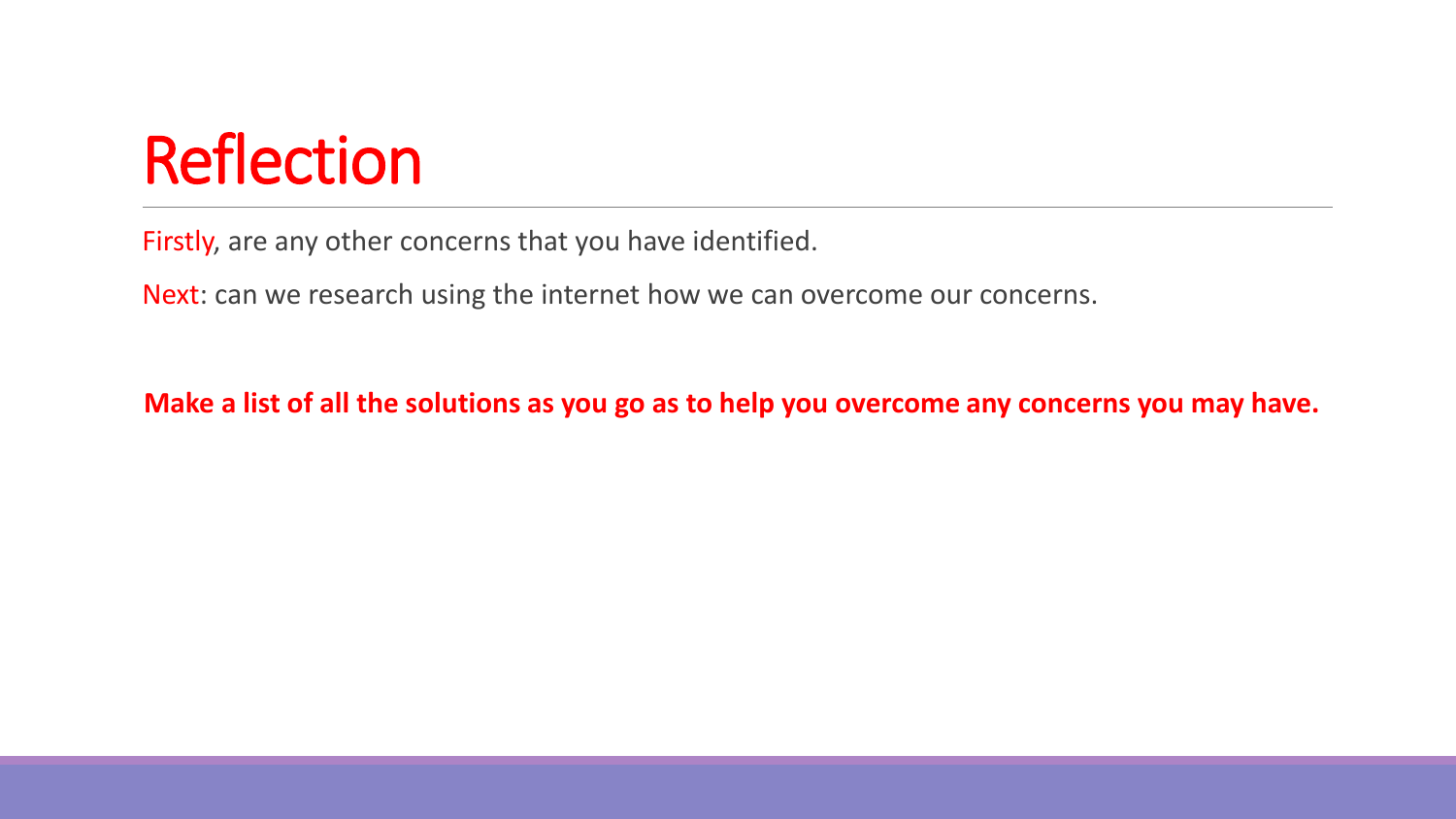# Reflection

Firstly, are any other concerns that you have identified.

Next: can we research using the internet how we can overcome our concerns.

**Make a list of all the solutions as you go as to help you overcome any concerns you may have.**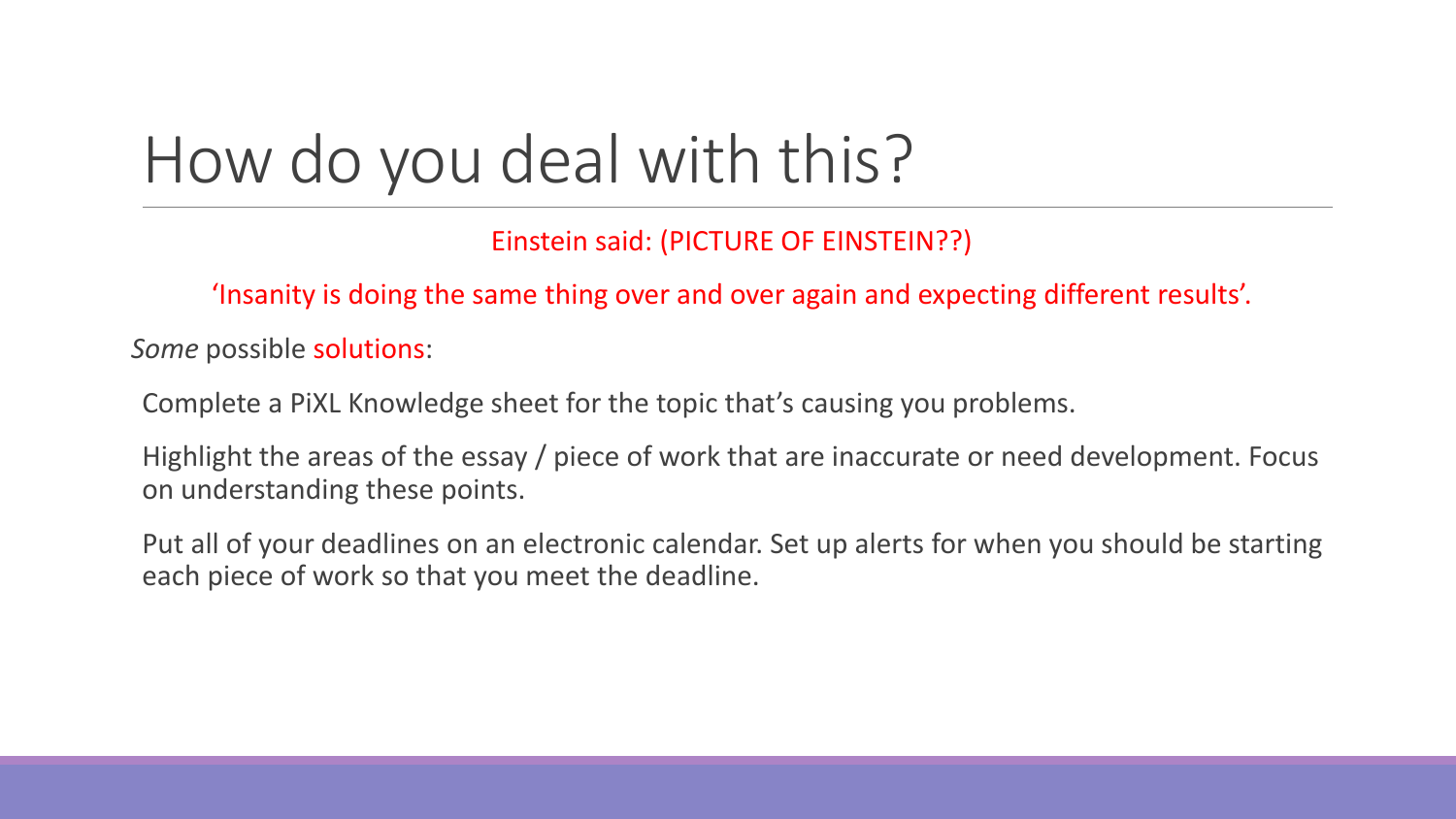# How do you deal with this?

Einstein said: (PICTURE OF EINSTEIN??)

'Insanity is doing the same thing over and over again and expecting different results'.

*Some* possible solutions:

Complete a PiXL Knowledge sheet for the topic that's causing you problems.

Highlight the areas of the essay / piece of work that are inaccurate or need development. Focus on understanding these points.

Put all of your deadlines on an electronic calendar. Set up alerts for when you should be starting each piece of work so that you meet the deadline.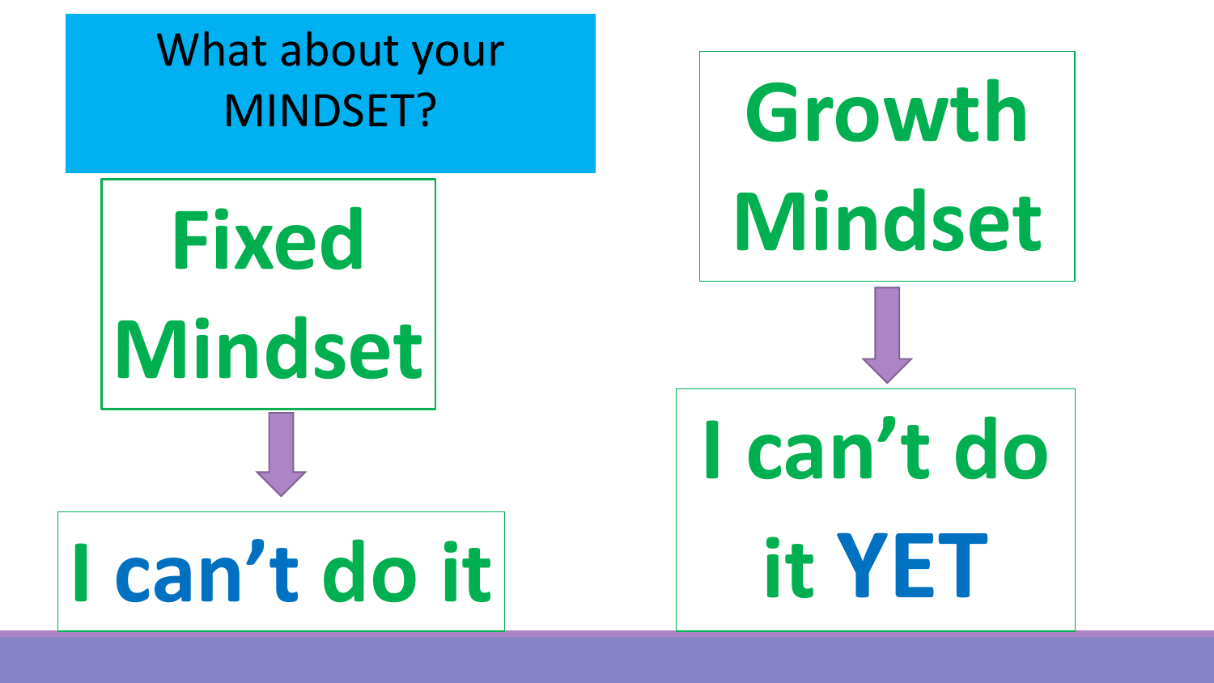# What about your MINDSET?

**Fixed Mindset**

↓

**I can't do it**

**Growth Mindset**

↓

**I can't do it YET**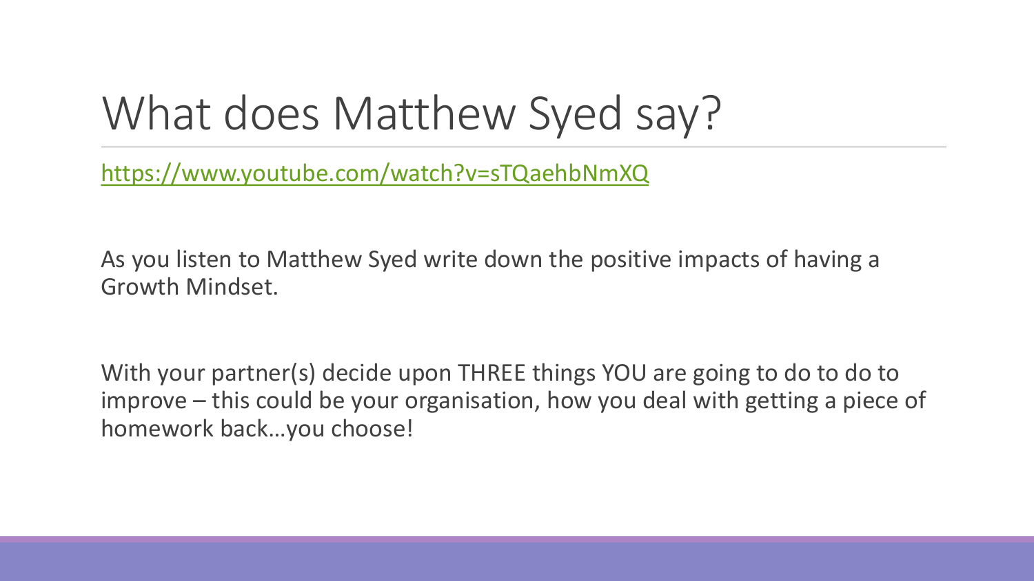# What does Matthew Syed say?

https://www.youtube.com/watch?v=sTQaehbNmXQ

As you listen to Matthew Syed write down the positive impacts of having a Growth Mindset.

With your partner(s) decide upon THREE things YOU are going to do to do to improve – this could be your organisation, how you deal with getting a piece of homework back…you choose!